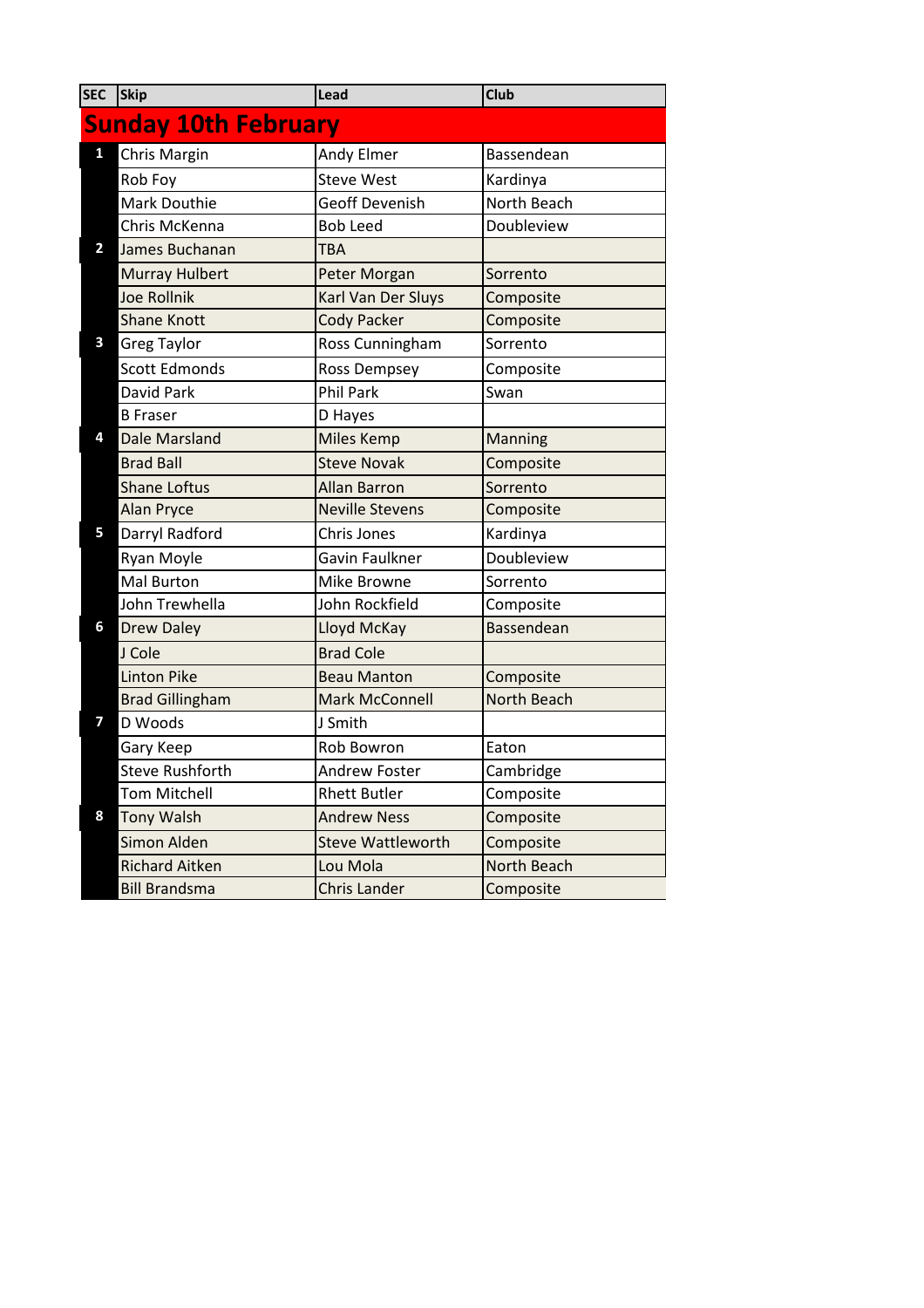| SEC | Skip | Lead | Club |
|---|---|---|---|
| **Sunday 10th February** | | | |
| 1 | Chris Margin | Andy Elmer | Bassendean |
| | Rob Foy | Steve West | Kardinya |
| | Mark Douthie | Geoff Devenish | North Beach |
| | Chris McKenna | Bob Leed | Doubleview |
| 2 | James Buchanan | TBA | |
| | Murray Hulbert | Peter Morgan | Sorrento |
| | Joe Rollnik | Karl Van Der Sluys | Composite |
| | Shane Knott | Cody Packer | Composite |
| 3 | Greg Taylor | Ross Cunningham | Sorrento |
| | Scott Edmonds | Ross Dempsey | Composite |
| | David Park | Phil Park | Swan |
| | B Fraser | D Hayes | |
| 4 | Dale Marsland | Miles Kemp | Manning |
| | Brad Ball | Steve Novak | Composite |
| | Shane Loftus | Allan Barron | Sorrento |
| | Alan Pryce | Neville Stevens | Composite |
| 5 | Darryl Radford | Chris Jones | Kardinya |
| | Ryan Moyle | Gavin Faulkner | Doubleview |
| | Mal Burton | Mike Browne | Sorrento |
| | John Trewhella | John Rockfield | Composite |
| 6 | Drew Daley | Lloyd McKay | Bassendean |
| | J Cole | Brad Cole | |
| | Linton Pike | Beau Manton | Composite |
| | Brad Gillingham | Mark McConnell | North Beach |
| 7 | D Woods | J Smith | |
| | Gary Keep | Rob Bowron | Eaton |
| | Steve Rushforth | Andrew Foster | Cambridge |
| | Tom Mitchell | Rhett Butler | Composite |
| 8 | Tony Walsh | Andrew Ness | Composite |
| | Simon Alden | Steve Wattleworth | Composite |
| | Richard Aitken | Lou Mola | North Beach |
| | Bill Brandsma | Chris Lander | Composite |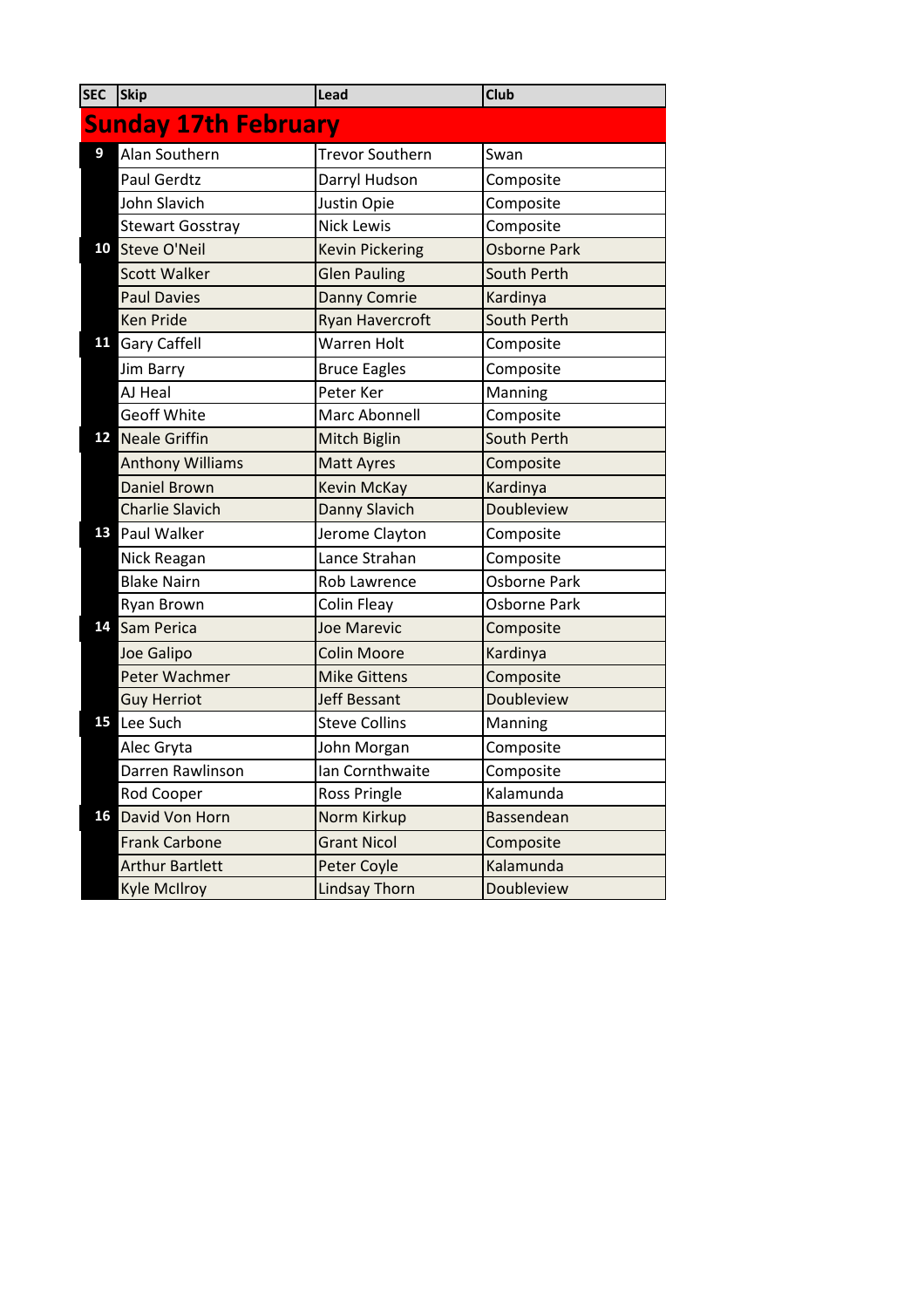| SEC | Skip | Lead | Club |
|---|---|---|---|
| **Sunday 17th February** | | | |
| 9 | Alan Southern | Trevor Southern | Swan |
| | Paul Gerdtz | Darryl Hudson | Composite |
| | John Slavich | Justin Opie | Composite |
| | Stewart Gosstray | Nick Lewis | Composite |
| 10 | Steve O'Neil | Kevin Pickering | Osborne Park |
| | Scott Walker | Glen Pauling | South Perth |
| | Paul Davies | Danny Comrie | Kardinya |
| | Ken Pride | Ryan Havercroft | South Perth |
| 11 | Gary Caffell | Warren Holt | Composite |
| | Jim Barry | Bruce Eagles | Composite |
| | AJ Heal | Peter Ker | Manning |
| | Geoff White | Marc Abonnell | Composite |
| 12 | Neale Griffin | Mitch Biglin | South Perth |
| | Anthony Williams | Matt Ayres | Composite |
| | Daniel Brown | Kevin McKay | Kardinya |
| | Charlie Slavich | Danny Slavich | Doubleview |
| 13 | Paul Walker | Jerome Clayton | Composite |
| | Nick Reagan | Lance Strahan | Composite |
| | Blake Nairn | Rob Lawrence | Osborne Park |
| | Ryan Brown | Colin Fleay | Osborne Park |
| 14 | Sam Perica | Joe Marevic | Composite |
| | Joe Galipo | Colin Moore | Kardinya |
| | Peter Wachmer | Mike Gittens | Composite |
| | Guy Herriot | Jeff Bessant | Doubleview |
| 15 | Lee Such | Steve Collins | Manning |
| | Alec Gryta | John Morgan | Composite |
| | Darren Rawlinson | Ian Cornthwaite | Composite |
| | Rod Cooper | Ross Pringle | Kalamunda |
| 16 | David Von Horn | Norm Kirkup | Bassendean |
| | Frank Carbone | Grant Nicol | Composite |
| | Arthur Bartlett | Peter Coyle | Kalamunda |
| | Kyle McIlroy | Lindsay Thorn | Doubleview |